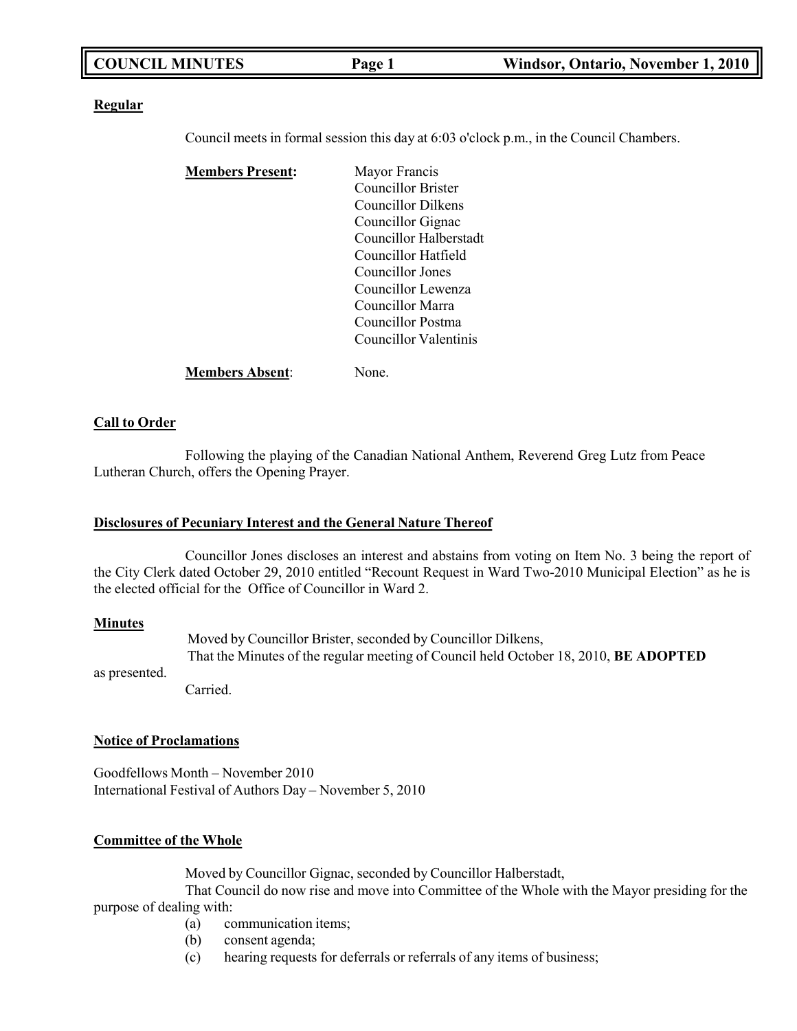**Regular**

Council meets in formal session this day at 6:03 o'clock p.m., in the Council Chambers.

**Members Present:**
Mayor Francis
Councillor Brister
Councillor Dilkens
Councillor Gignac
Councillor Halberstadt
Councillor Hatfield
Councillor Jones
Councillor Lewenza
Councillor Marra
Councillor Postma
Councillor Valentinis

**Members Absent**: None.

**Call to Order**

Following the playing of the Canadian National Anthem, Reverend Greg Lutz from Peace Lutheran Church, offers the Opening Prayer.

**Disclosures of Pecuniary Interest and the General Nature Thereof**

Councillor Jones discloses an interest and abstains from voting on Item No. 3 being the report of the City Clerk dated October 29, 2010 entitled "Recount Request in Ward Two-2010 Municipal Election" as he is the elected official for the Office of Councillor in Ward 2.

**Minutes**

Moved by Councillor Brister, seconded by Councillor Dilkens,
That the Minutes of the regular meeting of Council held October 18, 2010, **BE ADOPTED** as presented.
Carried.

**Notice of Proclamations**

Goodfellows Month – November 2010
International Festival of Authors Day – November 5, 2010

**Committee of the Whole**

Moved by Councillor Gignac, seconded by Councillor Halberstadt,
That Council do now rise and move into Committee of the Whole with the Mayor presiding for the purpose of dealing with:

(a) communication items;
(b) consent agenda;
(c) hearing requests for deferrals or referrals of any items of business;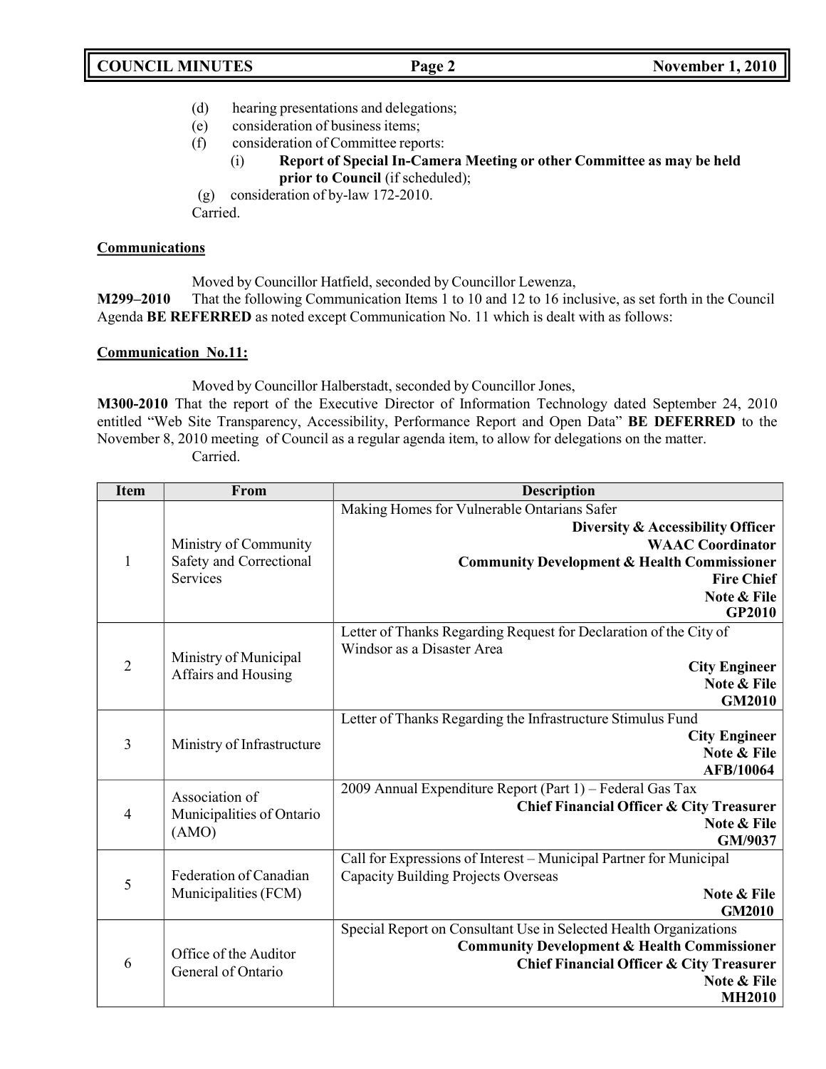(d) hearing presentations and delegations;
(e) consideration of business items;
(f) consideration of Committee reports:
   (i) **Report of Special In-Camera Meeting or other Committee as may be held prior to Council** (if scheduled);
(g) consideration of by-law 172-2010.
Carried.

**Communications**

Moved by Councillor Hatfield, seconded by Councillor Lewenza,
**M299–2010** That the following Communication Items 1 to 10 and 12 to 16 inclusive, as set forth in the Council Agenda **BE REFERRED** as noted except Communication No. 11 which is dealt with as follows:

**Communication No.11:**

Moved by Councillor Halberstadt, seconded by Councillor Jones,
**M300-2010** That the report of the Executive Director of Information Technology dated September 24, 2010 entitled "Web Site Transparency, Accessibility, Performance Report and Open Data" **BE DEFERRED** to the November 8, 2010 meeting of Council as a regular agenda item, to allow for delegations on the matter.
Carried.

| Item | From | Description |
|---|---|---|
| 1 | Ministry of Community Safety and Correctional Services | Making Homes for Vulnerable Ontarians Safer<br>**Diversity & Accessibility Officer**<br>**WAAC Coordinator**<br>**Community Development & Health Commissioner**<br>**Fire Chief**<br>**Note & File**<br>**GP2010** |
| 2 | Ministry of Municipal Affairs and Housing | Letter of Thanks Regarding Request for Declaration of the City of Windsor as a Disaster Area<br>**City Engineer**<br>**Note & File**<br>**GM2010** |
| 3 | Ministry of Infrastructure | Letter of Thanks Regarding the Infrastructure Stimulus Fund<br>**City Engineer**<br>**Note & File**<br>**AFB/10064** |
| 4 | Association of Municipalities of Ontario (AMO) | 2009 Annual Expenditure Report (Part 1) – Federal Gas Tax<br>**Chief Financial Officer & City Treasurer**<br>**Note & File**<br>**GM/9037** |
| 5 | Federation of Canadian Municipalities (FCM) | Call for Expressions of Interest – Municipal Partner for Municipal Capacity Building Projects Overseas<br>**Note & File**<br>**GM2010** |
| 6 | Office of the Auditor General of Ontario | Special Report on Consultant Use in Selected Health Organizations<br>**Community Development & Health Commissioner**<br>**Chief Financial Officer & City Treasurer**<br>**Note & File**<br>**MH2010** |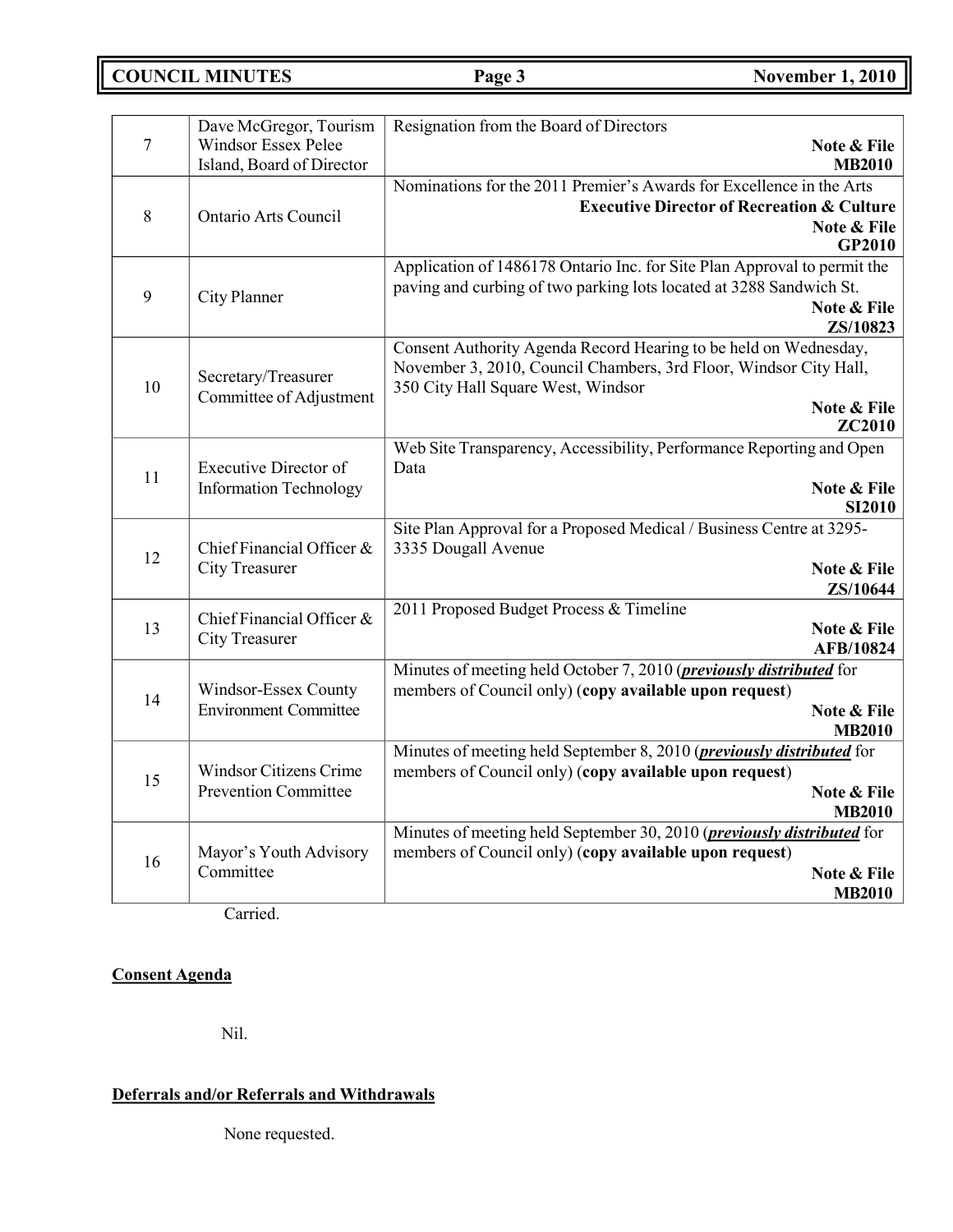| 7 | Dave McGregor, Tourism Windsor Essex Pelee Island, Board of Director | Resignation from the Board of Directors<br>**Note & File**<br>**MB2010** |
|---|---|---|
| 8 | Ontario Arts Council | Nominations for the 2011 Premier's Awards for Excellence in the Arts<br>**Executive Director of Recreation & Culture**<br>**Note & File**<br>**GP2010** |
| 9 | City Planner | Application of 1486178 Ontario Inc. for Site Plan Approval to permit the paving and curbing of two parking lots located at 3288 Sandwich St.<br>**Note & File**<br>**ZS/10823** |
| 10 | Secretary/Treasurer Committee of Adjustment | Consent Authority Agenda Record Hearing to be held on Wednesday, November 3, 2010, Council Chambers, 3rd Floor, Windsor City Hall, 350 City Hall Square West, Windsor<br>**Note & File**<br>**ZC2010** |
| 11 | Executive Director of Information Technology | Web Site Transparency, Accessibility, Performance Reporting and Open Data<br>**Note & File**<br>**SI2010** |
| 12 | Chief Financial Officer & City Treasurer | Site Plan Approval for a Proposed Medical / Business Centre at 3295-3335 Dougall Avenue<br>**Note & File**<br>**ZS/10644** |
| 13 | Chief Financial Officer & City Treasurer | 2011 Proposed Budget Process & Timeline<br>**Note & File**<br>**AFB/10824** |
| 14 | Windsor-Essex County Environment Committee | Minutes of meeting held October 7, 2010 (***previously distributed*** for members of Council only) (**copy available upon request**)<br>**Note & File**<br>**MB2010** |
| 15 | Windsor Citizens Crime Prevention Committee | Minutes of meeting held September 8, 2010 (***previously distributed*** for members of Council only) (**copy available upon request**)<br>**Note & File**<br>**MB2010** |
| 16 | Mayor's Youth Advisory Committee | Minutes of meeting held September 30, 2010 (***previously distributed*** for members of Council only) (**copy available upon request**)<br>**Note & File**<br>**MB2010** |

Carried.

**Consent Agenda**

Nil.

**Deferrals and/or Referrals and Withdrawals**

None requested.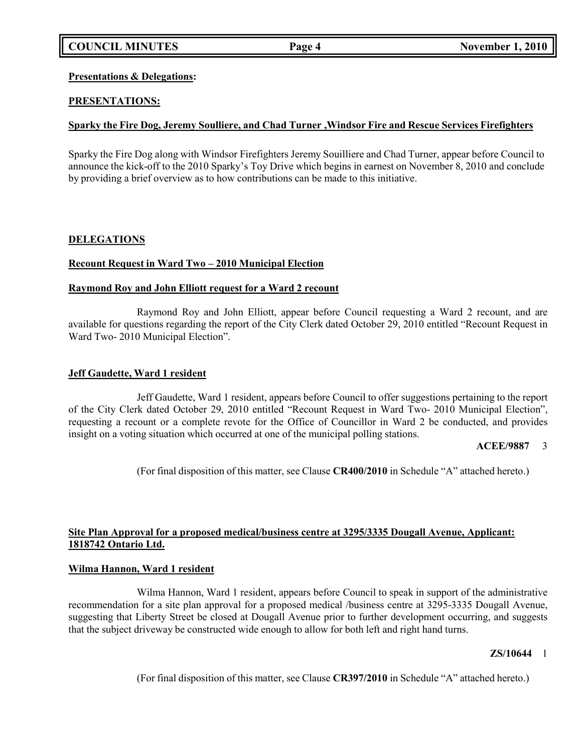**Presentations & Delegations:**

**PRESENTATIONS:**

**Sparky the Fire Dog, Jeremy Soulliere, and Chad Turner ,Windsor Fire and Rescue Services Firefighters**

Sparky the Fire Dog along with Windsor Firefighters Jeremy Souilliere and Chad Turner, appear before Council to announce the kick-off to the 2010 Sparky's Toy Drive which begins in earnest on November 8, 2010 and conclude by providing a brief overview as to how contributions can be made to this initiative.

**DELEGATIONS**

**Recount Request in Ward Two – 2010 Municipal Election**

**Raymond Roy and John Elliott request for a Ward 2 recount**

Raymond Roy and John Elliott, appear before Council requesting a Ward 2 recount, and are available for questions regarding the report of the City Clerk dated October 29, 2010 entitled "Recount Request in Ward Two- 2010 Municipal Election".

**Jeff Gaudette, Ward 1 resident**

Jeff Gaudette, Ward 1 resident, appears before Council to offer suggestions pertaining to the report of the City Clerk dated October 29, 2010 entitled "Recount Request in Ward Two- 2010 Municipal Election", requesting a recount or a complete revote for the Office of Councillor in Ward 2 be conducted, and provides insight on a voting situation which occurred at one of the municipal polling stations.

**ACEE/9887** 3

(For final disposition of this matter, see Clause **CR400/2010** in Schedule "A" attached hereto.)

**Site Plan Approval for a proposed medical/business centre at 3295/3335 Dougall Avenue, Applicant: 1818742 Ontario Ltd.**

**Wilma Hannon, Ward 1 resident**

Wilma Hannon, Ward 1 resident, appears before Council to speak in support of the administrative recommendation for a site plan approval for a proposed medical /business centre at 3295-3335 Dougall Avenue, suggesting that Liberty Street be closed at Dougall Avenue prior to further development occurring, and suggests that the subject driveway be constructed wide enough to allow for both left and right hand turns.

**ZS/10644** 1

(For final disposition of this matter, see Clause **CR397/2010** in Schedule "A" attached hereto.)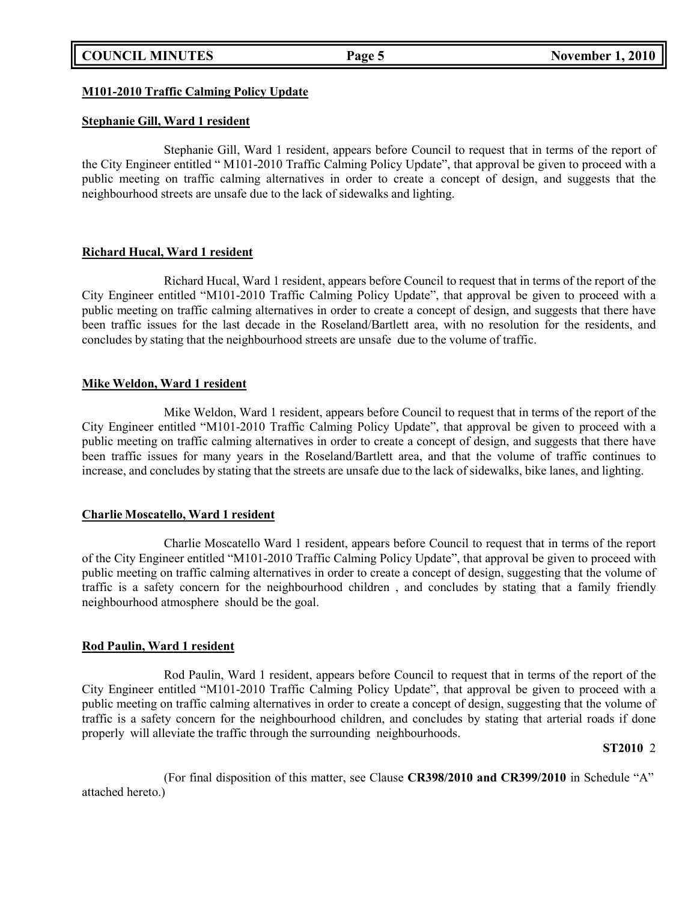**M101-2010 Traffic Calming Policy Update**

**Stephanie Gill, Ward 1 resident**

Stephanie Gill, Ward 1 resident, appears before Council to request that in terms of the report of the City Engineer entitled " M101-2010 Traffic Calming Policy Update", that approval be given to proceed with a public meeting on traffic calming alternatives in order to create a concept of design, and suggests that the neighbourhood streets are unsafe due to the lack of sidewalks and lighting.

**Richard Hucal, Ward 1 resident**

Richard Hucal, Ward 1 resident, appears before Council to request that in terms of the report of the City Engineer entitled "M101-2010 Traffic Calming Policy Update", that approval be given to proceed with a public meeting on traffic calming alternatives in order to create a concept of design, and suggests that there have been traffic issues for the last decade in the Roseland/Bartlett area, with no resolution for the residents, and concludes by stating that the neighbourhood streets are unsafe due to the volume of traffic.

**Mike Weldon, Ward 1 resident**

Mike Weldon, Ward 1 resident, appears before Council to request that in terms of the report of the City Engineer entitled "M101-2010 Traffic Calming Policy Update", that approval be given to proceed with a public meeting on traffic calming alternatives in order to create a concept of design, and suggests that there have been traffic issues for many years in the Roseland/Bartlett area, and that the volume of traffic continues to increase, and concludes by stating that the streets are unsafe due to the lack of sidewalks, bike lanes, and lighting.

**Charlie Moscatello, Ward 1 resident**

Charlie Moscatello Ward 1 resident, appears before Council to request that in terms of the report of the City Engineer entitled "M101-2010 Traffic Calming Policy Update", that approval be given to proceed with public meeting on traffic calming alternatives in order to create a concept of design, suggesting that the volume of traffic is a safety concern for the neighbourhood children , and concludes by stating that a family friendly neighbourhood atmosphere should be the goal.

**Rod Paulin, Ward 1 resident**

Rod Paulin, Ward 1 resident, appears before Council to request that in terms of the report of the City Engineer entitled "M101-2010 Traffic Calming Policy Update", that approval be given to proceed with a public meeting on traffic calming alternatives in order to create a concept of design, suggesting that the volume of traffic is a safety concern for the neighbourhood children, and concludes by stating that arterial roads if done properly will alleviate the traffic through the surrounding neighbourhoods.

**ST2010** 2

(For final disposition of this matter, see Clause **CR398/2010 and CR399/2010** in Schedule "A" attached hereto.)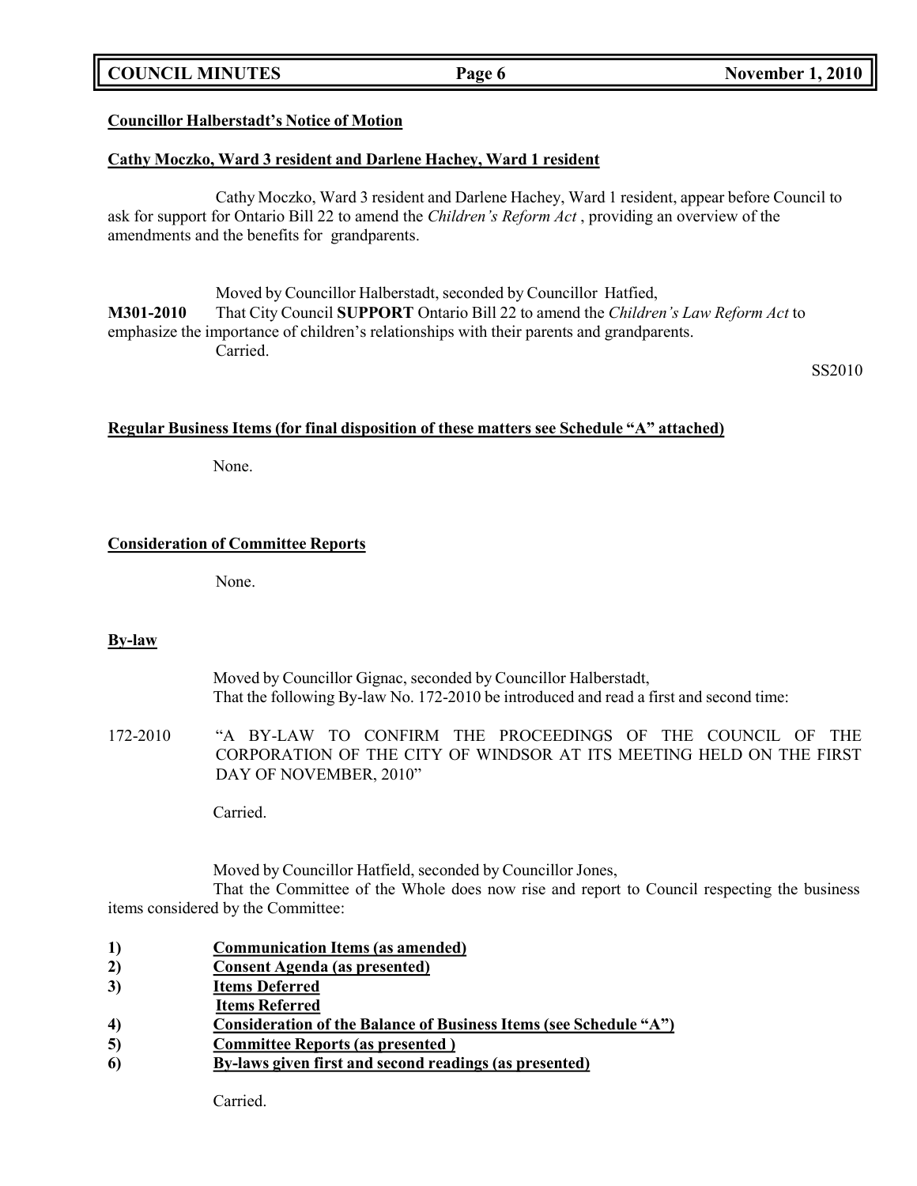**Councillor Halberstadt's Notice of Motion**

**Cathy Moczko, Ward 3 resident and Darlene Hachey, Ward 1 resident**

Cathy Moczko, Ward 3 resident and Darlene Hachey, Ward 1 resident, appear before Council to ask for support for Ontario Bill 22 to amend the *Children's Reform Act* , providing an overview of the amendments and the benefits for grandparents.

Moved by Councillor Halberstadt, seconded by Councillor Hatfied,

**M301-2010** That City Council **SUPPORT** Ontario Bill 22 to amend the *Children's Law Reform Act* to emphasize the importance of children's relationships with their parents and grandparents.

Carried.

SS2010

**Regular Business Items (for final disposition of these matters see Schedule "A" attached)**

None.

**Consideration of Committee Reports**

None.

**By-law**

Moved by Councillor Gignac, seconded by Councillor Halberstadt,
That the following By-law No. 172-2010 be introduced and read a first and second time:

172-2010 "A BY-LAW TO CONFIRM THE PROCEEDINGS OF THE COUNCIL OF THE CORPORATION OF THE CITY OF WINDSOR AT ITS MEETING HELD ON THE FIRST DAY OF NOVEMBER, 2010"

Carried.

Moved by Councillor Hatfield, seconded by Councillor Jones,

That the Committee of the Whole does now rise and report to Council respecting the business items considered by the Committee:

1) **Communication Items (as amended)**
2) **Consent Agenda (as presented)**
3) **Items Deferred**
   **Items Referred**
4) **Consideration of the Balance of Business Items (see Schedule "A")**
5) **Committee Reports (as presented )**
6) **By-laws given first and second readings (as presented)**

Carried.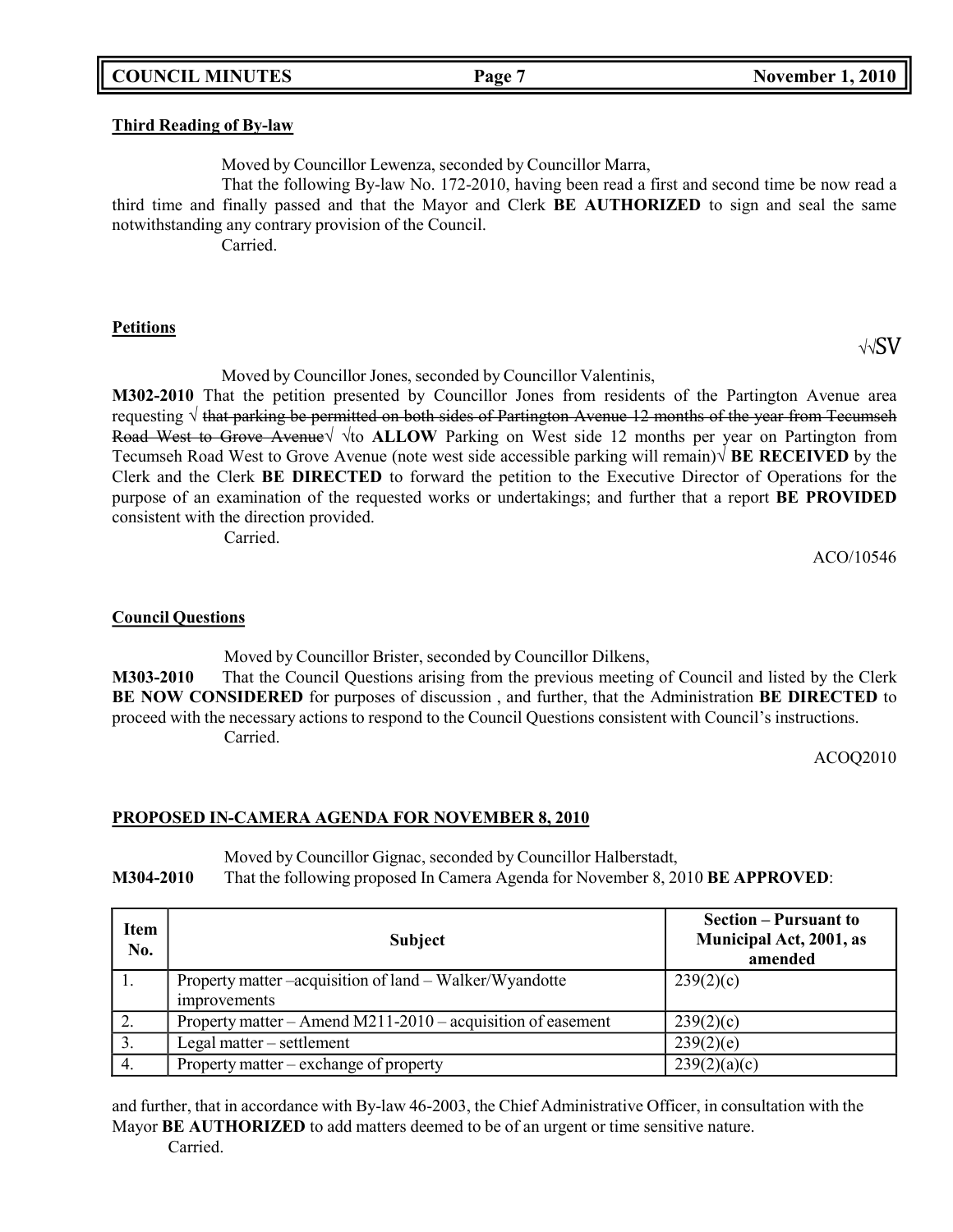**Third Reading of By-law**

Moved by Councillor Lewenza, seconded by Councillor Marra,

That the following By-law No. 172-2010, having been read a first and second time be now read a third time and finally passed and that the Mayor and Clerk **BE AUTHORIZED** to sign and seal the same notwithstanding any contrary provision of the Council.

Carried.

**Petitions**

√√SV

Moved by Councillor Jones, seconded by Councillor Valentinis,

**M302-2010** That the petition presented by Councillor Jones from residents of the Partington Avenue area requesting √ ~~that parking be permitted on both sides of Partington Avenue 12 months of the year from Tecumseh Road West to Grove Avenue~~√ √to **ALLOW** Parking on West side 12 months per year on Partington from Tecumseh Road West to Grove Avenue (note west side accessible parking will remain)√ **BE RECEIVED** by the Clerk and the Clerk **BE DIRECTED** to forward the petition to the Executive Director of Operations for the purpose of an examination of the requested works or undertakings; and further that a report **BE PROVIDED** consistent with the direction provided.

Carried.

ACO/10546

**Council Questions**

Moved by Councillor Brister, seconded by Councillor Dilkens,

**M303-2010** That the Council Questions arising from the previous meeting of Council and listed by the Clerk **BE NOW CONSIDERED** for purposes of discussion , and further, that the Administration **BE DIRECTED** to proceed with the necessary actions to respond to the Council Questions consistent with Council's instructions.

Carried.

ACOQ2010

**PROPOSED IN-CAMERA AGENDA FOR NOVEMBER 8, 2010**

Moved by Councillor Gignac, seconded by Councillor Halberstadt,

**M304-2010** That the following proposed In Camera Agenda for November 8, 2010 **BE APPROVED**:

| Item No. | Subject | Section – Pursuant to Municipal Act, 2001, as amended |
|---|---|---|
| 1. | Property matter –acquisition of land – Walker/Wyandotte improvements | 239(2)(c) |
| 2. | Property matter – Amend M211-2010 – acquisition of easement | 239(2)(c) |
| 3. | Legal matter – settlement | 239(2)(e) |
| 4. | Property matter – exchange of property | 239(2)(a)(c) |

and further, that in accordance with By-law 46-2003, the Chief Administrative Officer, in consultation with the Mayor **BE AUTHORIZED** to add matters deemed to be of an urgent or time sensitive nature.

Carried.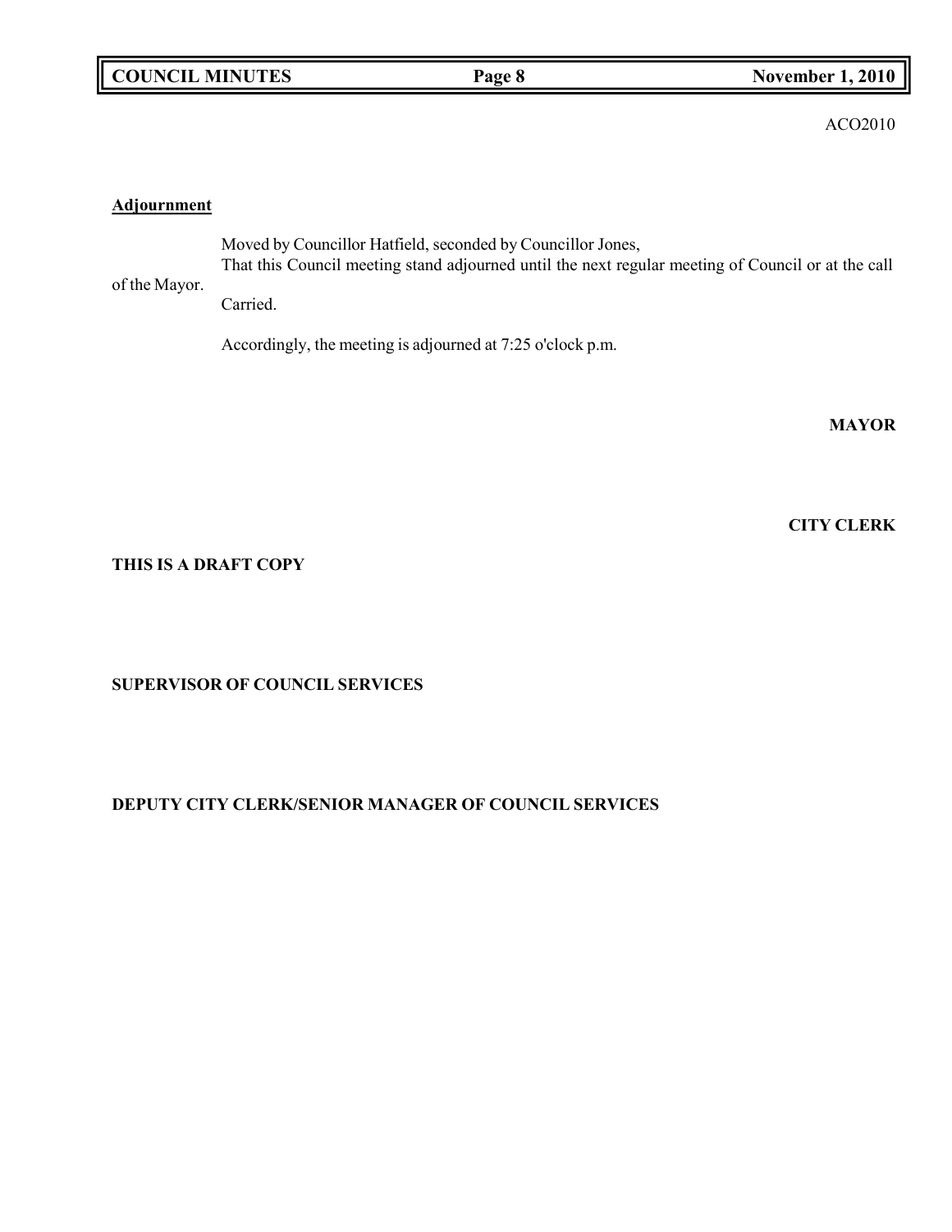ACO2010

**Adjournment**

Moved by Councillor Hatfield, seconded by Councillor Jones,
That this Council meeting stand adjourned until the next regular meeting of Council or at the call of the Mayor.
Carried.

Accordingly, the meeting is adjourned at 7:25 o'clock p.m.

**MAYOR**

**CITY CLERK**

**THIS IS A DRAFT COPY**

**SUPERVISOR OF COUNCIL SERVICES**

**DEPUTY CITY CLERK/SENIOR MANAGER OF COUNCIL SERVICES**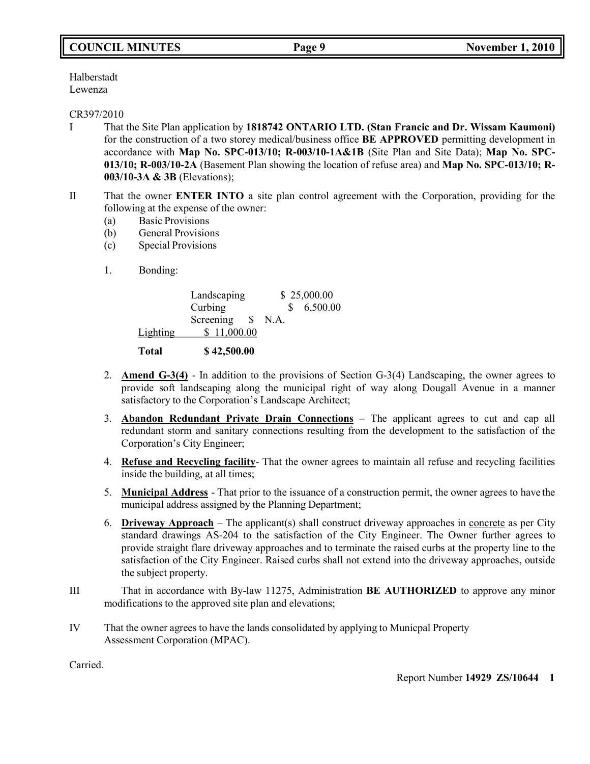Halberstadt
Lewenza

CR397/2010

I That the Site Plan application by **1818742 ONTARIO LTD. (Stan Francic and Dr. Wissam Kaumoni)** for the construction of a two storey medical/business office **BE APPROVED** permitting development in accordance with **Map No. SPC-013/10; R-003/10-1A&1B** (Site Plan and Site Data); **Map No. SPC-013/10; R-003/10-2A** (Basement Plan showing the location of refuse area) and **Map No. SPC-013/10; R-003/10-3A & 3B** (Elevations);

II That the owner **ENTER INTO** a site plan control agreement with the Corporation, providing for the following at the expense of the owner:

(a) Basic Provisions
(b) General Provisions
(c) Special Provisions

1. Bonding:

| | |
|---|---|
| Landscaping | $ 25,000.00 |
| Curbing | $ 6,500.00 |
| Screening | $ N.A. |
| Lighting | $ 11,000.00 |
| **Total** | **$ 42,500.00** |

2. **Amend G-3(4)** - In addition to the provisions of Section G-3(4) Landscaping, the owner agrees to provide soft landscaping along the municipal right of way along Dougall Avenue in a manner satisfactory to the Corporation's Landscape Architect;

3. **Abandon Redundant Private Drain Connections** – The applicant agrees to cut and cap all redundant storm and sanitary connections resulting from the development to the satisfaction of the Corporation's City Engineer;

4. **Refuse and Recycling facility**- That the owner agrees to maintain all refuse and recycling facilities inside the building, at all times;

5. **Municipal Address** - That prior to the issuance of a construction permit, the owner agrees to have the municipal address assigned by the Planning Department;

6. **Driveway Approach** – The applicant(s) shall construct driveway approaches in concrete as per City standard drawings AS-204 to the satisfaction of the City Engineer. The Owner further agrees to provide straight flare driveway approaches and to terminate the raised curbs at the property line to the satisfaction of the City Engineer. Raised curbs shall not extend into the driveway approaches, outside the subject property.

III That in accordance with By-law 11275, Administration **BE AUTHORIZED** to approve any minor modifications to the approved site plan and elevations;

IV That the owner agrees to have the lands consolidated by applying to Municpal Property Assessment Corporation (MPAC).

Carried.

Report Number **14929 ZS/10644 1**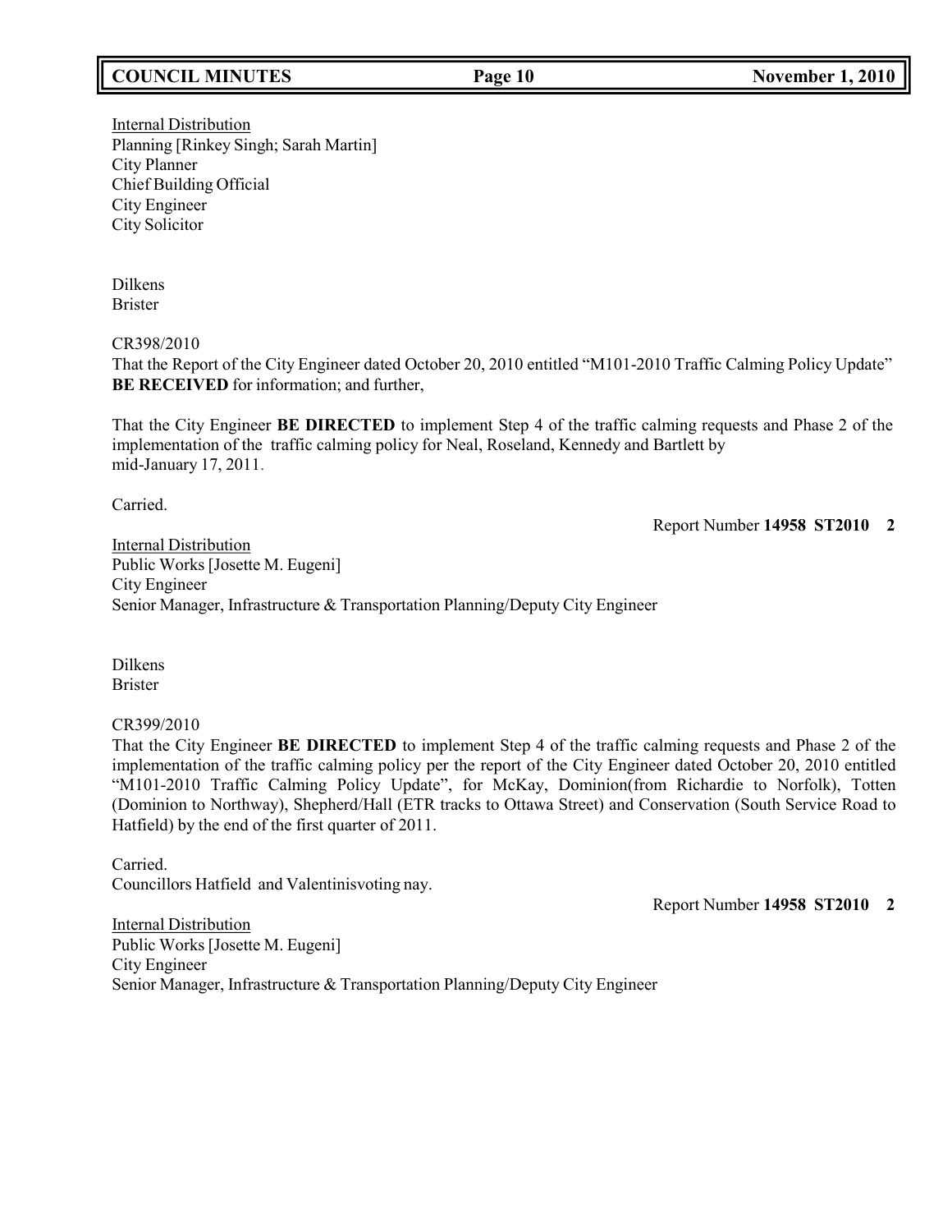Internal Distribution
Planning [Rinkey Singh; Sarah Martin]
City Planner
Chief Building Official
City Engineer
City Solicitor

Dilkens
Brister

CR398/2010
That the Report of the City Engineer dated October 20, 2010 entitled "M101-2010 Traffic Calming Policy Update" **BE RECEIVED** for information; and further,

That the City Engineer **BE DIRECTED** to implement Step 4 of the traffic calming requests and Phase 2 of the implementation of the traffic calming policy for Neal, Roseland, Kennedy and Bartlett by mid-January 17, 2011.

Carried.

Report Number **14958 ST2010 2**

Internal Distribution
Public Works [Josette M. Eugeni]
City Engineer
Senior Manager, Infrastructure & Transportation Planning/Deputy City Engineer

Dilkens
Brister

CR399/2010
That the City Engineer **BE DIRECTED** to implement Step 4 of the traffic calming requests and Phase 2 of the implementation of the traffic calming policy per the report of the City Engineer dated October 20, 2010 entitled "M101-2010 Traffic Calming Policy Update", for McKay, Dominion(from Richardie to Norfolk), Totten (Dominion to Northway), Shepherd/Hall (ETR tracks to Ottawa Street) and Conservation (South Service Road to Hatfield) by the end of the first quarter of 2011.

Carried.
Councillors Hatfield and Valentinisvoting nay.

Report Number **14958 ST2010 2**

Internal Distribution
Public Works [Josette M. Eugeni]
City Engineer
Senior Manager, Infrastructure & Transportation Planning/Deputy City Engineer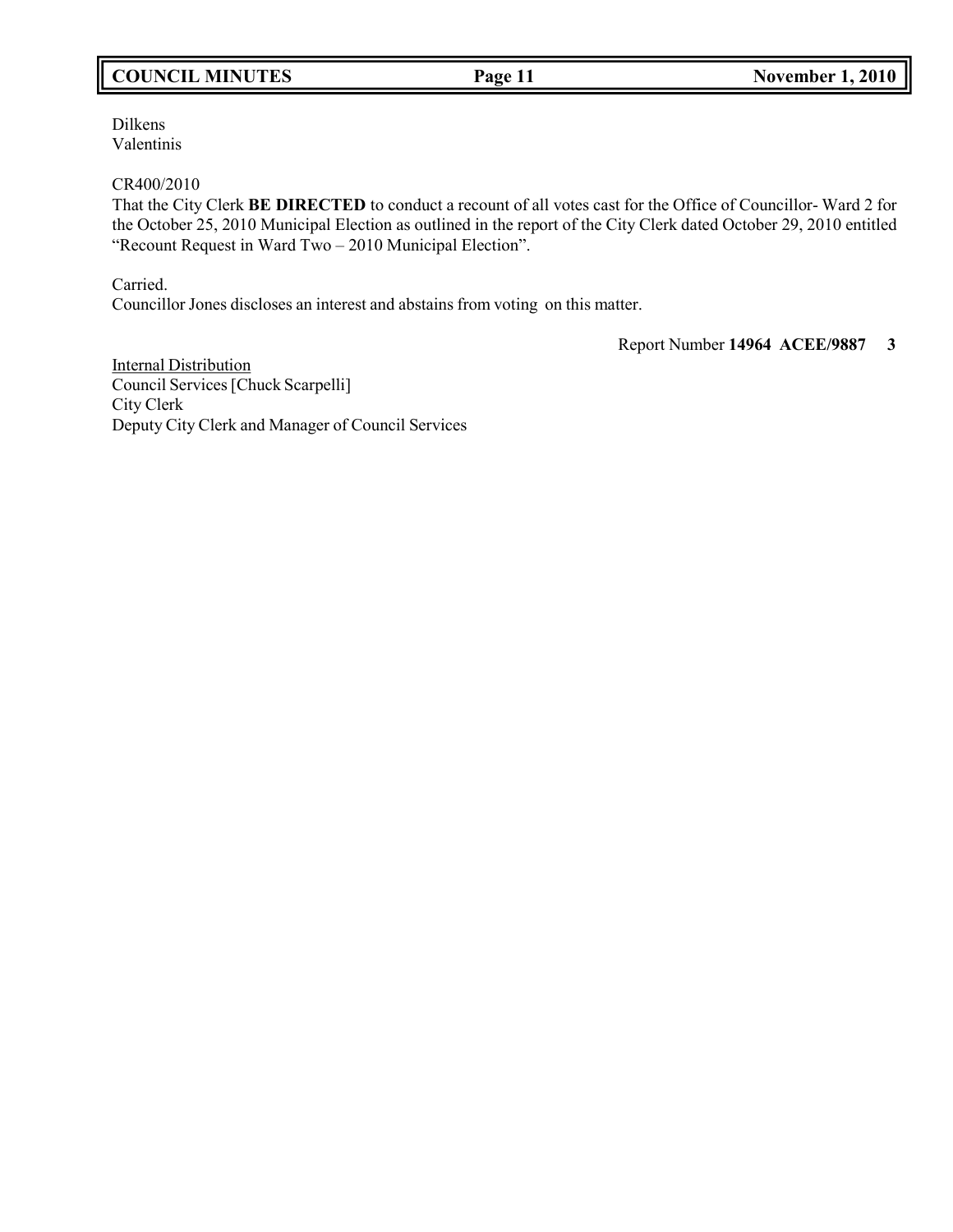Dilkens
Valentinis

CR400/2010
That the City Clerk **BE DIRECTED** to conduct a recount of all votes cast for the Office of Councillor- Ward 2 for the October 25, 2010 Municipal Election as outlined in the report of the City Clerk dated October 29, 2010 entitled "Recount Request in Ward Two – 2010 Municipal Election".

Carried.
Councillor Jones discloses an interest and abstains from voting on this matter.

Report Number **14964 ACEE/9887 3**

Internal Distribution
Council Services [Chuck Scarpelli]
City Clerk
Deputy City Clerk and Manager of Council Services